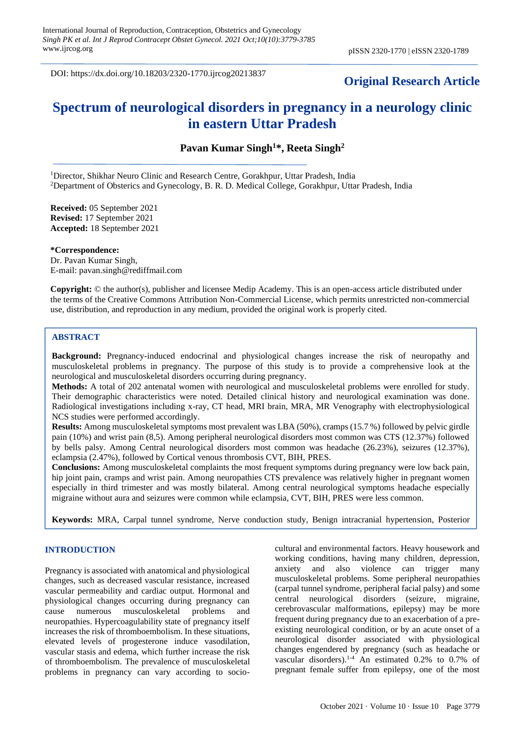DOI: https://dx.doi.org/10.18203/2320-1770.ijrcog20213837

**Original Research Article**

# Spectrum of neurological disorders in pregnancy in a neurology clinic in eastern Uttar Pradesh

**Pavan Kumar Singh[1]\*, Reeta Singh[2]**

[1]Director, Shikhar Neuro Clinic and Research Centre, Gorakhpur, Uttar Pradesh, India
[2]Department of Obsterics and Gynecology, B. R. D. Medical College, Gorakhpur, Uttar Pradesh, India

**Received:** 05 September 2021
**Revised:** 17 September 2021
**Accepted:** 18 September 2021

**\*Correspondence:**
Dr. Pavan Kumar Singh,
E-mail: pavan.singh@rediffmail.com

**Copyright:** © the author(s), publisher and licensee Medip Academy. This is an open-access article distributed under the terms of the Creative Commons Attribution Non-Commercial License, which permits unrestricted non-commercial use, distribution, and reproduction in any medium, provided the original work is properly cited.

## ABSTRACT

**Background:** Pregnancy-induced endocrinal and physiological changes increase the risk of neuropathy and musculoskeletal problems in pregnancy. The purpose of this study is to provide a comprehensive look at the neurological and musculoskeletal disorders occurring during pregnancy.

**Methods:** A total of 202 antenatal women with neurological and musculoskeletal problems were enrolled for study. Their demographic characteristics were noted. Detailed clinical history and neurological examination was done. Radiological investigations including x-ray, CT head, MRI brain, MRA, MR Venography with electrophysiological NCS studies were performed accordingly.

**Results:** Among musculoskeletal symptoms most prevalent was LBA (50%), cramps (15.7 %) followed by pelvic girdle pain (10%) and wrist pain (8,5). Among peripheral neurological disorders most common was CTS (12.37%) followed by bells palsy. Among Central neurological disorders most common was headache (26.23%), seizures (12.37%), eclampsia (2.47%), followed by Cortical venous thrombosis CVT, BIH, PRES.

**Conclusions:** Among musculoskeletal complaints the most frequent symptoms during pregnancy were low back pain, hip joint pain, cramps and wrist pain. Among neuropathies CTS prevalence was relatively higher in pregnant women especially in third trimester and was mostly bilateral. Among central neurological symptoms headache especially migraine without aura and seizures were common while eclampsia, CVT, BIH, PRES were less common.

**Keywords:** MRA, Carpal tunnel syndrome, Nerve conduction study, Benign intracranial hypertension, Posterior

## INTRODUCTION

Pregnancy is associated with anatomical and physiological changes, such as decreased vascular resistance, increased vascular permeability and cardiac output. Hormonal and physiological changes occurring during pregnancy can cause numerous musculoskeletal problems and neuropathies. Hypercoagulability state of pregnancy itself increases the risk of thromboembolism. In these situations, elevated levels of progesterone induce vasodilation, vascular stasis and edema, which further increase the risk of thromboembolism. The prevalence of musculoskeletal problems in pregnancy can vary according to socio-cultural and environmental factors. Heavy housework and working conditions, having many children, depression, anxiety and also violence can trigger many musculoskeletal problems. Some peripheral neuropathies (carpal tunnel syndrome, peripheral facial palsy) and some central neurological disorders (seizure, migraine, cerebrovascular malformations, epilepsy) may be more frequent during pregnancy due to an exacerbation of a pre-existing neurological condition, or by an acute onset of a neurological disorder associated with physiological changes engendered by pregnancy (such as headache or vascular disorders).[1-4] An estimated 0.2% to 0.7% of pregnant female suffer from epilepsy, one of the most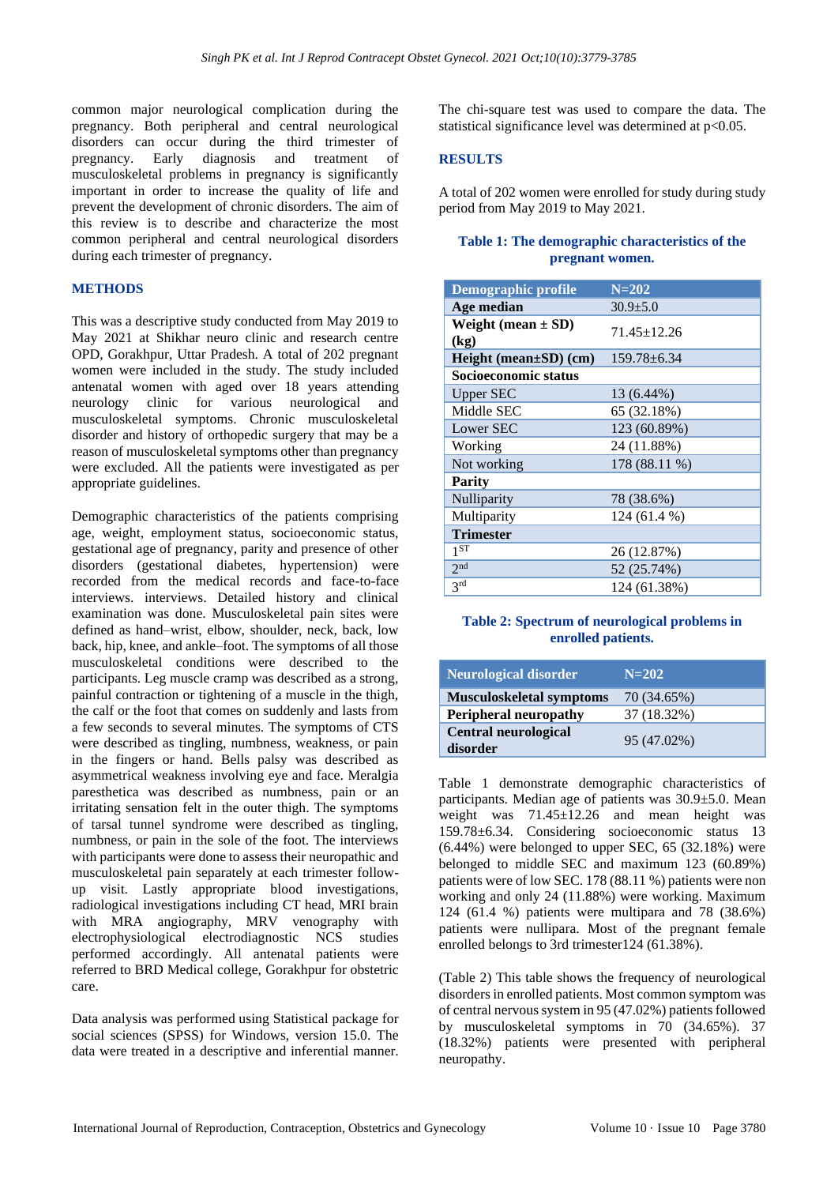common major neurological complication during the pregnancy. Both peripheral and central neurological disorders can occur during the third trimester of pregnancy. Early diagnosis and treatment of musculoskeletal problems in pregnancy is significantly important in order to increase the quality of life and prevent the development of chronic disorders. The aim of this review is to describe and characterize the most common peripheral and central neurological disorders during each trimester of pregnancy.

## METHODS

This was a descriptive study conducted from May 2019 to May 2021 at Shikhar neuro clinic and research centre OPD, Gorakhpur, Uttar Pradesh. A total of 202 pregnant women were included in the study. The study included antenatal women with aged over 18 years attending neurology clinic for various neurological and musculoskeletal symptoms. Chronic musculoskeletal disorder and history of orthopedic surgery that may be a reason of musculoskeletal symptoms other than pregnancy were excluded. All the patients were investigated as per appropriate guidelines.

Demographic characteristics of the patients comprising age, weight, employment status, socioeconomic status, gestational age of pregnancy, parity and presence of other disorders (gestational diabetes, hypertension) were recorded from the medical records and face-to-face interviews. interviews. Detailed history and clinical examination was done. Musculoskeletal pain sites were defined as hand–wrist, elbow, shoulder, neck, back, low back, hip, knee, and ankle–foot. The symptoms of all those musculoskeletal conditions were described to the participants. Leg muscle cramp was described as a strong, painful contraction or tightening of a muscle in the thigh, the calf or the foot that comes on suddenly and lasts from a few seconds to several minutes. The symptoms of CTS were described as tingling, numbness, weakness, or pain in the fingers or hand. Bells palsy was described as asymmetrical weakness involving eye and face. Meralgia paresthetica was described as numbness, pain or an irritating sensation felt in the outer thigh. The symptoms of tarsal tunnel syndrome were described as tingling, numbness, or pain in the sole of the foot. The interviews with participants were done to assess their neuropathic and musculoskeletal pain separately at each trimester follow-up visit. Lastly appropriate blood investigations, radiological investigations including CT head, MRI brain with MRA angiography, MRV venography with electrophysiological electrodiagnostic NCS studies performed accordingly. All antenatal patients were referred to BRD Medical college, Gorakhpur for obstetric care.

Data analysis was performed using Statistical package for social sciences (SPSS) for Windows, version 15.0. The data were treated in a descriptive and inferential manner. The chi-square test was used to compare the data. The statistical significance level was determined at $p<0.05$.

## RESULTS

A total of 202 women were enrolled for study during study period from May 2019 to May 2021.

**Table 1: The demographic characteristics of the pregnant women.**

| Demographic profile | N=202 |
|---|---|
| **Age median** | 30.9±5.0 |
| **Weight (mean ± SD) (kg)** | 71.45±12.26 |
| **Height (mean±SD) (cm)** | 159.78±6.34 |
| **Socioeconomic status** | |
| Upper SEC | 13 (6.44%) |
| Middle SEC | 65 (32.18%) |
| Lower SEC | 123 (60.89%) |
| Working | 24 (11.88%) |
| Not working | 178 (88.11 %) |
| **Parity** | |
| Nulliparity | 78 (38.6%) |
| Multiparity | 124 (61.4 %) |
| **Trimester** | |
| 1ST | 26 (12.87%) |
| 2nd | 52 (25.74%) |
| 3rd | 124 (61.38%) |

**Table 2: Spectrum of neurological problems in enrolled patients.**

| Neurological disorder | N=202 |
|---|---|
| **Musculoskeletal symptoms** | 70 (34.65%) |
| **Peripheral neuropathy** | 37 (18.32%) |
| **Central neurological disorder** | 95 (47.02%) |

Table 1 demonstrate demographic characteristics of participants. Median age of patients was 30.9±5.0. Mean weight was 71.45±12.26 and mean height was 159.78±6.34. Considering socioeconomic status 13 (6.44%) were belonged to upper SEC, 65 (32.18%) were belonged to middle SEC and maximum 123 (60.89%) patients were of low SEC. 178 (88.11 %) patients were non working and only 24 (11.88%) were working. Maximum 124 (61.4 %) patients were multipara and 78 (38.6%) patients were nullipara. Most of the pregnant female enrolled belongs to 3rd trimester124 (61.38%).

(Table 2) This table shows the frequency of neurological disorders in enrolled patients. Most common symptom was of central nervous system in 95 (47.02%) patients followed by musculoskeletal symptoms in 70 (34.65%). 37 (18.32%) patients were presented with peripheral neuropathy.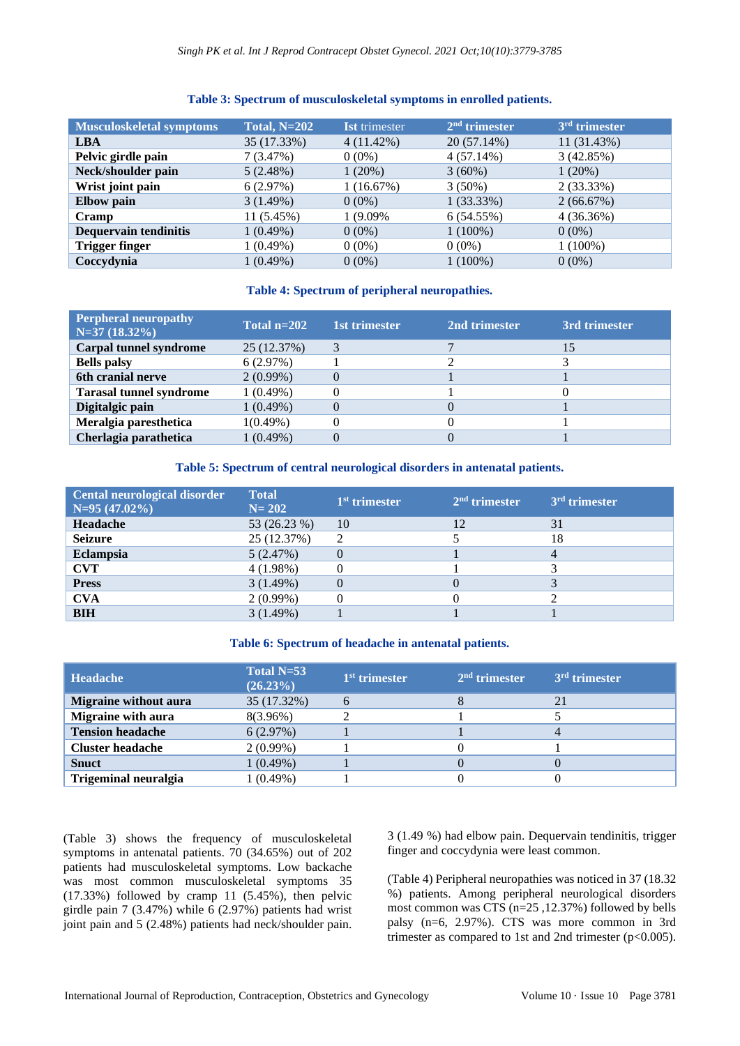**Table 3: Spectrum of musculoskeletal symptoms in enrolled patients.**

| Musculoskeletal symptoms | Total, N=202 | Ist trimester | 2nd trimester | 3rd trimester |
|---|---|---|---|---|
| **LBA** | 35 (17.33%) | 4 (11.42%) | 20 (57.14%) | 11 (31.43%) |
| **Pelvic girdle pain** | 7 (3.47%) | 0 (0%) | 4 (57.14%) | 3 (42.85%) |
| **Neck/shoulder pain** | 5 (2.48%) | 1 (20%) | 3 (60%) | 1 (20%) |
| **Wrist joint pain** | 6 (2.97%) | 1 (16.67%) | 3 (50%) | 2 (33.33%) |
| **Elbow pain** | 3 (1.49%) | 0 (0%) | 1 (33.33%) | 2 (66.67%) |
| **Cramp** | 11 (5.45%) | 1 (9.09% | 6 (54.55%) | 4 (36.36%) |
| **Dequervain tendinitis** | 1 (0.49%) | 0 (0%) | 1 (100%) | 0 (0%) |
| **Trigger finger** | 1 (0.49%) | 0 (0%) | 0 (0%) | 1 (100%) |
| **Coccydynia** | 1 (0.49%) | 0 (0%) | 1 (100%) | 0 (0%) |

**Table 4: Spectrum of peripheral neuropathies.**

| Perpheral neuropathy N=37 (18.32%) | Total n=202 | 1st trimester | 2nd trimester | 3rd trimester |
|---|---|---|---|---|
| **Carpal tunnel syndrome** | 25 (12.37%) | 3 | 7 | 15 |
| **Bells palsy** | 6 (2.97%) | 1 | 2 | 3 |
| **6th cranial nerve** | 2 (0.99%) | 0 | 1 | 1 |
| **Tarasal tunnel syndrome** | 1 (0.49%) | 0 | 1 | 0 |
| **Digitalgic pain** | 1 (0.49%) | 0 | 0 | 1 |
| **Meralgia paresthetica** | 1(0.49%) | 0 | 0 | 1 |
| **Cherlagia parathetica** | 1 (0.49%) | 0 | 0 | 1 |

**Table 5: Spectrum of central neurological disorders in antenatal patients.**

| Cental neurological disorder N=95 (47.02%) | Total N= 202 | 1st trimester | 2nd trimester | 3rd trimester |
|---|---|---|---|---|
| **Headache** | 53 (26.23 %) | 10 | 12 | 31 |
| **Seizure** | 25 (12.37%) | 2 | 5 | 18 |
| **Eclampsia** | 5 (2.47%) | 0 | 1 | 4 |
| **CVT** | 4 (1.98%) | 0 | 1 | 3 |
| **Press** | 3 (1.49%) | 0 | 0 | 3 |
| **CVA** | 2 (0.99%) | 0 | 0 | 2 |
| **BIH** | 3 (1.49%) | 1 | 1 | 1 |

**Table 6: Spectrum of headache in antenatal patients.**

| Headache | Total N=53 (26.23%) | 1st trimester | 2nd trimester | 3rd trimester |
|---|---|---|---|---|
| **Migraine without aura** | 35 (17.32%) | 6 | 8 | 21 |
| **Migraine with aura** | 8(3.96%) | 2 | 1 | 5 |
| **Tension headache** | 6 (2.97%) | 1 | 1 | 4 |
| **Cluster headache** | 2 (0.99%) | 1 | 0 | 1 |
| **Snuct** | 1 (0.49%) | 1 | 0 | 0 |
| **Trigeminal neuralgia** | 1 (0.49%) | 1 | 0 | 0 |

(Table 3) shows the frequency of musculoskeletal symptoms in antenatal patients. 70 (34.65%) out of 202 patients had musculoskeletal symptoms. Low backache was most common musculoskeletal symptoms 35 (17.33%) followed by cramp 11 (5.45%), then pelvic girdle pain 7 (3.47%) while 6 (2.97%) patients had wrist joint pain and 5 (2.48%) patients had neck/shoulder pain. 3 (1.49 %) had elbow pain. Dequervain tendinitis, trigger finger and coccydynia were least common.

(Table 4) Peripheral neuropathies was noticed in 37 (18.32 %) patients. Among peripheral neurological disorders most common was CTS (n=25 ,12.37%) followed by bells palsy (n=6, 2.97%). CTS was more common in 3rd trimester as compared to 1st and 2nd trimester ($p<0.005$).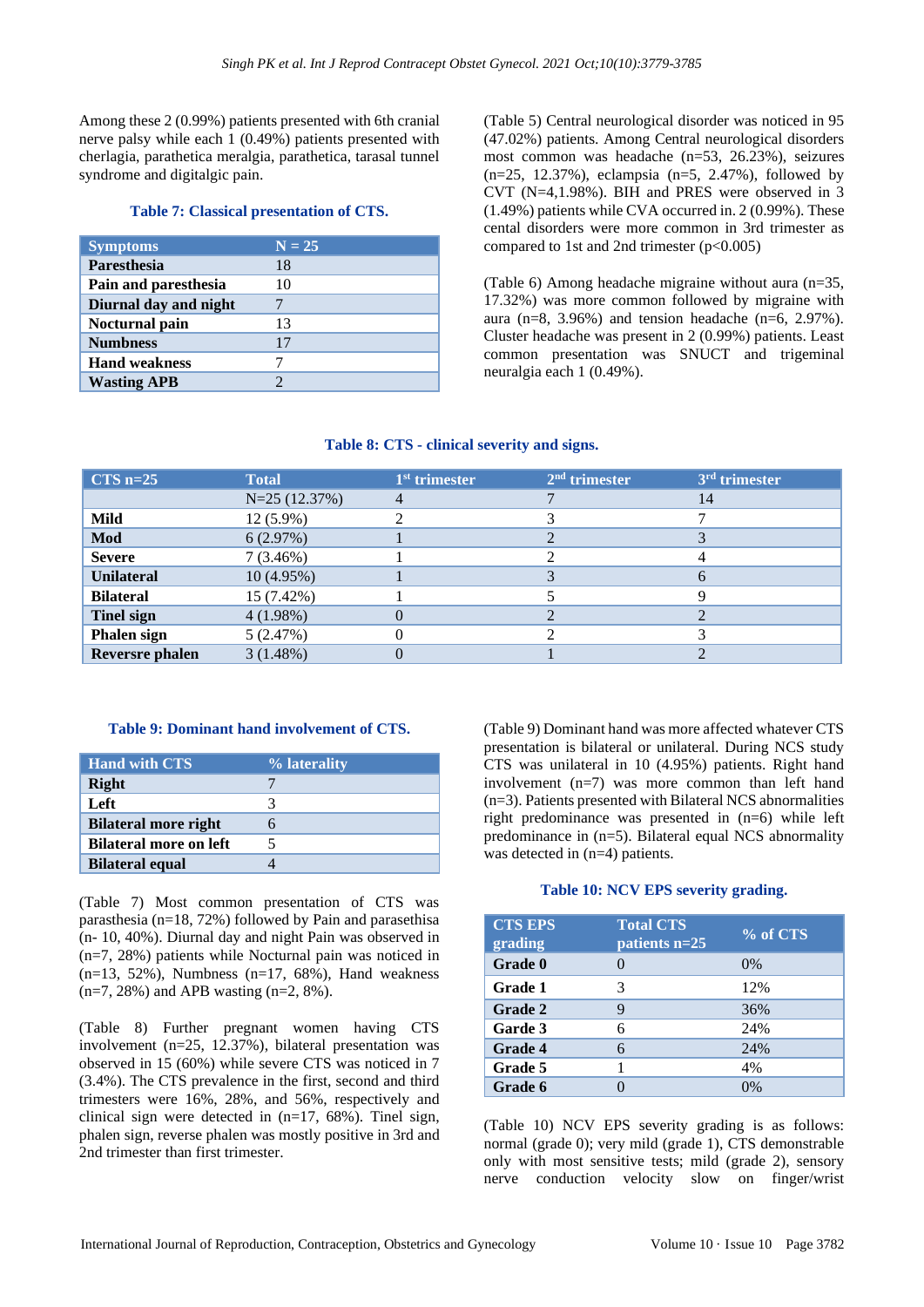Among these 2 (0.99%) patients presented with 6th cranial nerve palsy while each 1 (0.49%) patients presented with cherlagia, parathetica meralgia, parathetica, tarasal tunnel syndrome and digitalgic pain.

**Table 7: Classical presentation of CTS.**

| Symptoms | N = 25 |
|---|---|
| Paresthesia | 18 |
| Pain and paresthesia | 10 |
| Diurnal day and night | 7 |
| Nocturnal pain | 13 |
| Numbness | 17 |
| Hand weakness | 7 |
| Wasting APB | 2 |

(Table 5) Central neurological disorder was noticed in 95 (47.02%) patients. Among Central neurological disorders most common was headache (n=53, 26.23%), seizures (n=25, 12.37%), eclampsia (n=5, 2.47%), followed by CVT (N=4,1.98%). BIH and PRES were observed in 3 (1.49%) patients while CVA occurred in. 2 (0.99%). These cental disorders were more common in 3rd trimester as compared to 1st and 2nd trimester (p<0.005)

(Table 6) Among headache migraine without aura (n=35, 17.32%) was more common followed by migraine with aura (n=8, 3.96%) and tension headache (n=6, 2.97%). Cluster headache was present in 2 (0.99%) patients. Least common presentation was SNUCT and trigeminal neuralgia each 1 (0.49%).

**Table 8: CTS - clinical severity and signs.**

| CTS n=25 | Total | 1st trimester | 2nd trimester | 3rd trimester |
|---|---|---|---|---|
| | N=25 (12.37%) | 4 | 7 | 14 |
| Mild | 12 (5.9%) | 2 | 3 | 7 |
| Mod | 6 (2.97%) | 1 | 2 | 3 |
| Severe | 7 (3.46%) | 1 | 2 | 4 |
| Unilateral | 10 (4.95%) | 1 | 3 | 6 |
| Bilateral | 15 (7.42%) | 1 | 5 | 9 |
| Tinel sign | 4 (1.98%) | 0 | 2 | 2 |
| Phalen sign | 5 (2.47%) | 0 | 2 | 3 |
| Reversre phalen | 3 (1.48%) | 0 | 1 | 2 |

**Table 9: Dominant hand involvement of CTS.**

| Hand with CTS | % laterality |
|---|---|
| Right | 7 |
| Left | 3 |
| Bilateral more right | 6 |
| Bilateral more on left | 5 |
| Bilateral equal | 4 |

(Table 7) Most common presentation of CTS was parasthesia (n=18, 72%) followed by Pain and parasethisa (n- 10, 40%). Diurnal day and night Pain was observed in (n=7, 28%) patients while Nocturnal pain was noticed in (n=13, 52%), Numbness (n=17, 68%), Hand weakness (n=7, 28%) and APB wasting (n=2, 8%).

(Table 8) Further pregnant women having CTS involvement (n=25, 12.37%), bilateral presentation was observed in 15 (60%) while severe CTS was noticed in 7 (3.4%). The CTS prevalence in the first, second and third trimesters were 16%, 28%, and 56%, respectively and clinical sign were detected in (n=17, 68%). Tinel sign, phalen sign, reverse phalen was mostly positive in 3rd and 2nd trimester than first trimester.

(Table 9) Dominant hand was more affected whatever CTS presentation is bilateral or unilateral. During NCS study CTS was unilateral in 10 (4.95%) patients. Right hand involvement (n=7) was more common than left hand (n=3). Patients presented with Bilateral NCS abnormalities right predominance was presented in (n=6) while left predominance in (n=5). Bilateral equal NCS abnormality was detected in (n=4) patients.

**Table 10: NCV EPS severity grading.**

| CTS EPS grading | Total CTS patients n=25 | % of CTS |
|---|---|---|
| Grade 0 | 0 | 0% |
| Grade 1 | 3 | 12% |
| Grade 2 | 9 | 36% |
| Garde 3 | 6 | 24% |
| Grade 4 | 6 | 24% |
| Grade 5 | 1 | 4% |
| Grade 6 | 0 | 0% |

(Table 10) NCV EPS severity grading is as follows: normal (grade 0); very mild (grade 1), CTS demonstrable only with most sensitive tests; mild (grade 2), sensory nerve conduction velocity slow on finger/wrist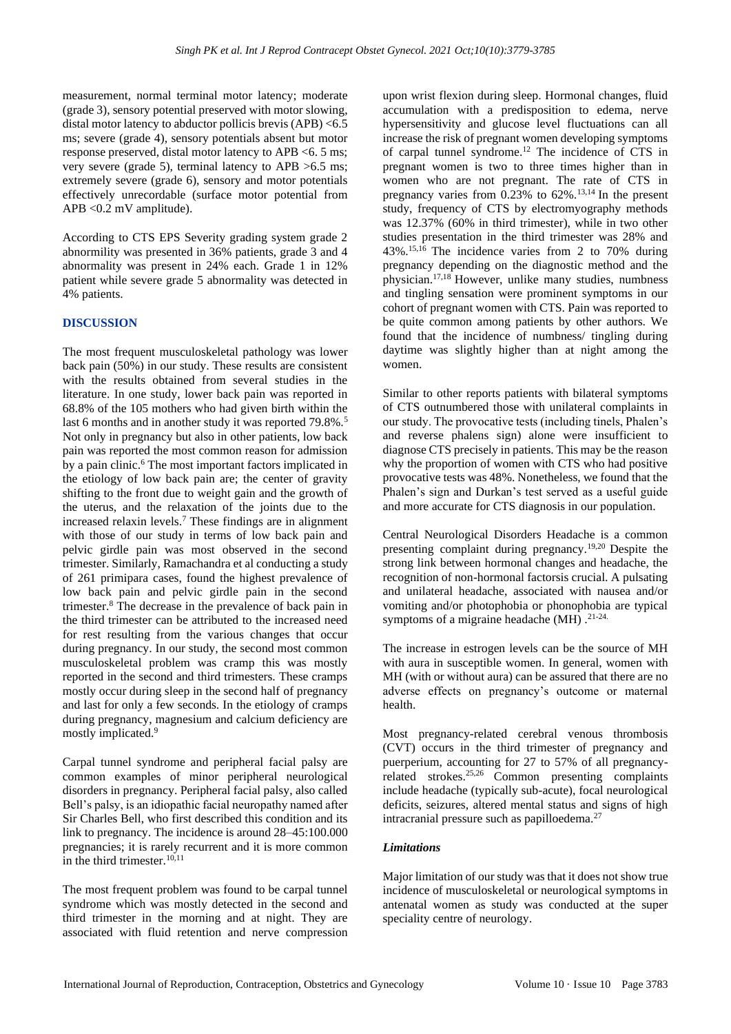measurement, normal terminal motor latency; moderate (grade 3), sensory potential preserved with motor slowing, distal motor latency to abductor pollicis brevis (APB) <6.5 ms; severe (grade 4), sensory potentials absent but motor response preserved, distal motor latency to APB <6. 5 ms; very severe (grade 5), terminal latency to APB >6.5 ms; extremely severe (grade 6), sensory and motor potentials effectively unrecordable (surface motor potential from APB <0.2 mV amplitude).

According to CTS EPS Severity grading system grade 2 abnormility was presented in 36% patients, grade 3 and 4 abnormality was present in 24% each. Grade 1 in 12% patient while severe grade 5 abnormality was detected in 4% patients.

## DISCUSSION

The most frequent musculoskeletal pathology was lower back pain (50%) in our study. These results are consistent with the results obtained from several studies in the literature. In one study, lower back pain was reported in 68.8% of the 105 mothers who had given birth within the last 6 months and in another study it was reported 79.8%.[5] Not only in pregnancy but also in other patients, low back pain was reported the most common reason for admission by a pain clinic.[6] The most important factors implicated in the etiology of low back pain are; the center of gravity shifting to the front due to weight gain and the growth of the uterus, and the relaxation of the joints due to the increased relaxin levels.[7] These findings are in alignment with those of our study in terms of low back pain and pelvic girdle pain was most observed in the second trimester. Similarly, Ramachandra et al conducting a study of 261 primipara cases, found the highest prevalence of low back pain and pelvic girdle pain in the second trimester.[8] The decrease in the prevalence of back pain in the third trimester can be attributed to the increased need for rest resulting from the various changes that occur during pregnancy. In our study, the second most common musculoskeletal problem was cramp this was mostly reported in the second and third trimesters. These cramps mostly occur during sleep in the second half of pregnancy and last for only a few seconds. In the etiology of cramps during pregnancy, magnesium and calcium deficiency are mostly implicated.[9]

Carpal tunnel syndrome and peripheral facial palsy are common examples of minor peripheral neurological disorders in pregnancy. Peripheral facial palsy, also called Bell's palsy, is an idiopathic facial neuropathy named after Sir Charles Bell, who first described this condition and its link to pregnancy. The incidence is around 28–45:100.000 pregnancies; it is rarely recurrent and it is more common in the third trimester.[10,11]

The most frequent problem was found to be carpal tunnel syndrome which was mostly detected in the second and third trimester in the morning and at night. They are associated with fluid retention and nerve compression upon wrist flexion during sleep. Hormonal changes, fluid accumulation with a predisposition to edema, nerve hypersensitivity and glucose level fluctuations can all increase the risk of pregnant women developing symptoms of carpal tunnel syndrome.[12] The incidence of CTS in pregnant women is two to three times higher than in women who are not pregnant. The rate of CTS in pregnancy varies from 0.23% to 62%.[13,14] In the present study, frequency of CTS by electromyography methods was 12.37% (60% in third trimester), while in two other studies presentation in the third trimester was 28% and 43%.[15,16] The incidence varies from 2 to 70% during pregnancy depending on the diagnostic method and the physician.[17,18] However, unlike many studies, numbness and tingling sensation were prominent symptoms in our cohort of pregnant women with CTS. Pain was reported to be quite common among patients by other authors. We found that the incidence of numbness/ tingling during daytime was slightly higher than at night among the women.

Similar to other reports patients with bilateral symptoms of CTS outnumbered those with unilateral complaints in our study. The provocative tests (including tinels, Phalen's and reverse phalens sign) alone were insufficient to diagnose CTS precisely in patients. This may be the reason why the proportion of women with CTS who had positive provocative tests was 48%. Nonetheless, we found that the Phalen's sign and Durkan's test served as a useful guide and more accurate for CTS diagnosis in our population.

Central Neurological Disorders Headache is a common presenting complaint during pregnancy.[19,20] Despite the strong link between hormonal changes and headache, the recognition of non-hormonal factorsis crucial. A pulsating and unilateral headache, associated with nausea and/or vomiting and/or photophobia or phonophobia are typical symptoms of a migraine headache (MH) .[21-24.]

The increase in estrogen levels can be the source of MH with aura in susceptible women. In general, women with MH (with or without aura) can be assured that there are no adverse effects on pregnancy's outcome or maternal health.

Most pregnancy-related cerebral venous thrombosis (CVT) occurs in the third trimester of pregnancy and puerperium, accounting for 27 to 57% of all pregnancy-related strokes.[25,26] Common presenting complaints include headache (typically sub-acute), focal neurological deficits, seizures, altered mental status and signs of high intracranial pressure such as papilloedema.[27]

### *Limitations*

Major limitation of our study was that it does not show true incidence of musculoskeletal or neurological symptoms in antenatal women as study was conducted at the super speciality centre of neurology.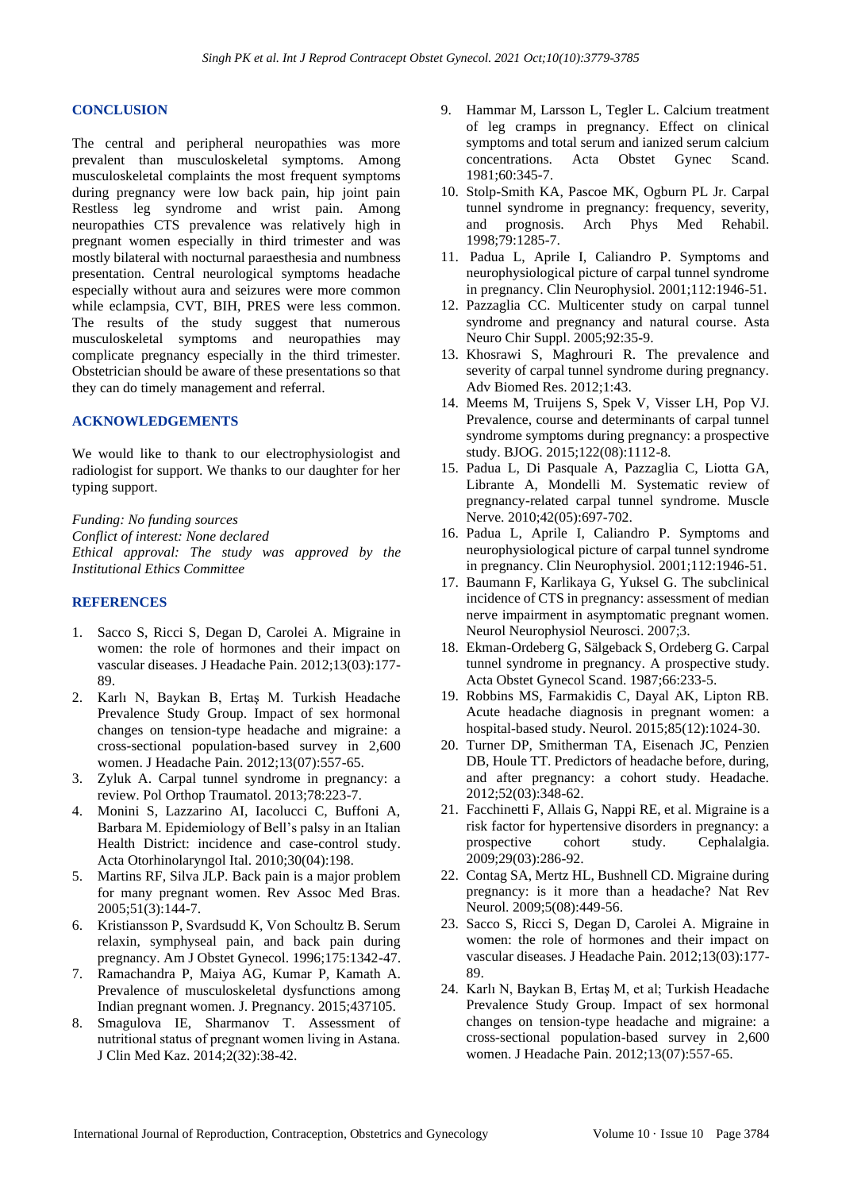## CONCLUSION

The central and peripheral neuropathies was more prevalent than musculoskeletal symptoms. Among musculoskeletal complaints the most frequent symptoms during pregnancy were low back pain, hip joint pain Restless leg syndrome and wrist pain. Among neuropathies CTS prevalence was relatively high in pregnant women especially in third trimester and was mostly bilateral with nocturnal paraesthesia and numbness presentation. Central neurological symptoms headache especially without aura and seizures were more common while eclampsia, CVT, BIH, PRES were less common. The results of the study suggest that numerous musculoskeletal symptoms and neuropathies may complicate pregnancy especially in the third trimester. Obstetrician should be aware of these presentations so that they can do timely management and referral.

## ACKNOWLEDGEMENTS

We would like to thank to our electrophysiologist and radiologist for support. We thanks to our daughter for her typing support.

*Funding: No funding sources*
*Conflict of interest: None declared*
*Ethical approval: The study was approved by the Institutional Ethics Committee*

## REFERENCES

1. Sacco S, Ricci S, Degan D, Carolei A. Migraine in women: the role of hormones and their impact on vascular diseases. J Headache Pain. 2012;13(03):177-89.
2. Karlı N, Baykan B, Ertaş M. Turkish Headache Prevalence Study Group. Impact of sex hormonal changes on tension-type headache and migraine: a cross-sectional population-based survey in 2,600 women. J Headache Pain. 2012;13(07):557-65.
3. Zyluk A. Carpal tunnel syndrome in pregnancy: a review. Pol Orthop Traumatol. 2013;78:223-7.
4. Monini S, Lazzarino AI, Iacolucci C, Buffoni A, Barbara M. Epidemiology of Bell's palsy in an Italian Health District: incidence and case-control study. Acta Otorhinolaryngol Ital. 2010;30(04):198.
5. Martins RF, Silva JLP. Back pain is a major problem for many pregnant women. Rev Assoc Med Bras. 2005;51(3):144-7.
6. Kristiansson P, Svardsudd K, Von Schoultz B. Serum relaxin, symphyseal pain, and back pain during pregnancy. Am J Obstet Gynecol. 1996;175:1342-47.
7. Ramachandra P, Maiya AG, Kumar P, Kamath A. Prevalence of musculoskeletal dysfunctions among Indian pregnant women. J. Pregnancy. 2015;437105.
8. Smagulova IE, Sharmanov T. Assessment of nutritional status of pregnant women living in Astana. J Clin Med Kaz. 2014;2(32):38-42.
9. Hammar M, Larsson L, Tegler L. Calcium treatment of leg cramps in pregnancy. Effect on clinical symptoms and total serum and ionized serum calcium concentrations. Acta Obstet Gynec Scand. 1981;60:345-7.
10. Stolp-Smith KA, Pascoe MK, Ogburn PL Jr. Carpal tunnel syndrome in pregnancy: frequency, severity, and prognosis. Arch Phys Med Rehabil. 1998;79:1285-7.
11. Padua L, Aprile I, Caliandro P. Symptoms and neurophysiological picture of carpal tunnel syndrome in pregnancy. Clin Neurophysiol. 2001;112:1946-51.
12. Pazzaglia CC. Multicenter study on carpal tunnel syndrome and pregnancy and natural course. Asta Neuro Chir Suppl. 2005;92:35-9.
13. Khosrawi S, Maghrouri R. The prevalence and severity of carpal tunnel syndrome during pregnancy. Adv Biomed Res. 2012;1:43.
14. Meems M, Truijens S, Spek V, Visser LH, Pop VJ. Prevalence, course and determinants of carpal tunnel syndrome symptoms during pregnancy: a prospective study. BJOG. 2015;122(08):1112-8.
15. Padua L, Di Pasquale A, Pazzaglia C, Liotta GA, Librante A, Mondelli M. Systematic review of pregnancy-related carpal tunnel syndrome. Muscle Nerve. 2010;42(05):697-702.
16. Padua L, Aprile I, Caliandro P. Symptoms and neurophysiological picture of carpal tunnel syndrome in pregnancy. Clin Neurophysiol. 2001;112:1946-51.
17. Baumann F, Karlikaya G, Yuksel G. The subclinical incidence of CTS in pregnancy: assessment of median nerve impairment in asymptomatic pregnant women. Neurol Neurophysiol Neurosci. 2007;3.
18. Ekman-Ordeberg G, Sälgeback S, Ordeberg G. Carpal tunnel syndrome in pregnancy. A prospective study. Acta Obstet Gynecol Scand. 1987;66:233-5.
19. Robbins MS, Farmakidis C, Dayal AK, Lipton RB. Acute headache diagnosis in pregnant women: a hospital-based study. Neurol. 2015;85(12):1024-30.
20. Turner DP, Smitherman TA, Eisenach JC, Penzien DB, Houle TT. Predictors of headache before, during, and after pregnancy: a cohort study. Headache. 2012;52(03):348-62.
21. Facchinetti F, Allais G, Nappi RE, et al. Migraine is a risk factor for hypertensive disorders in pregnancy: a prospective cohort study. Cephalalgia. 2009;29(03):286-92.
22. Contag SA, Mertz HL, Bushnell CD. Migraine during pregnancy: is it more than a headache? Nat Rev Neurol. 2009;5(08):449-56.
23. Sacco S, Ricci S, Degan D, Carolei A. Migraine in women: the role of hormones and their impact on vascular diseases. J Headache Pain. 2012;13(03):177-89.
24. Karlı N, Baykan B, Ertaş M, et al; Turkish Headache Prevalence Study Group. Impact of sex hormonal changes on tension-type headache and migraine: a cross-sectional population-based survey in 2,600 women. J Headache Pain. 2012;13(07):557-65.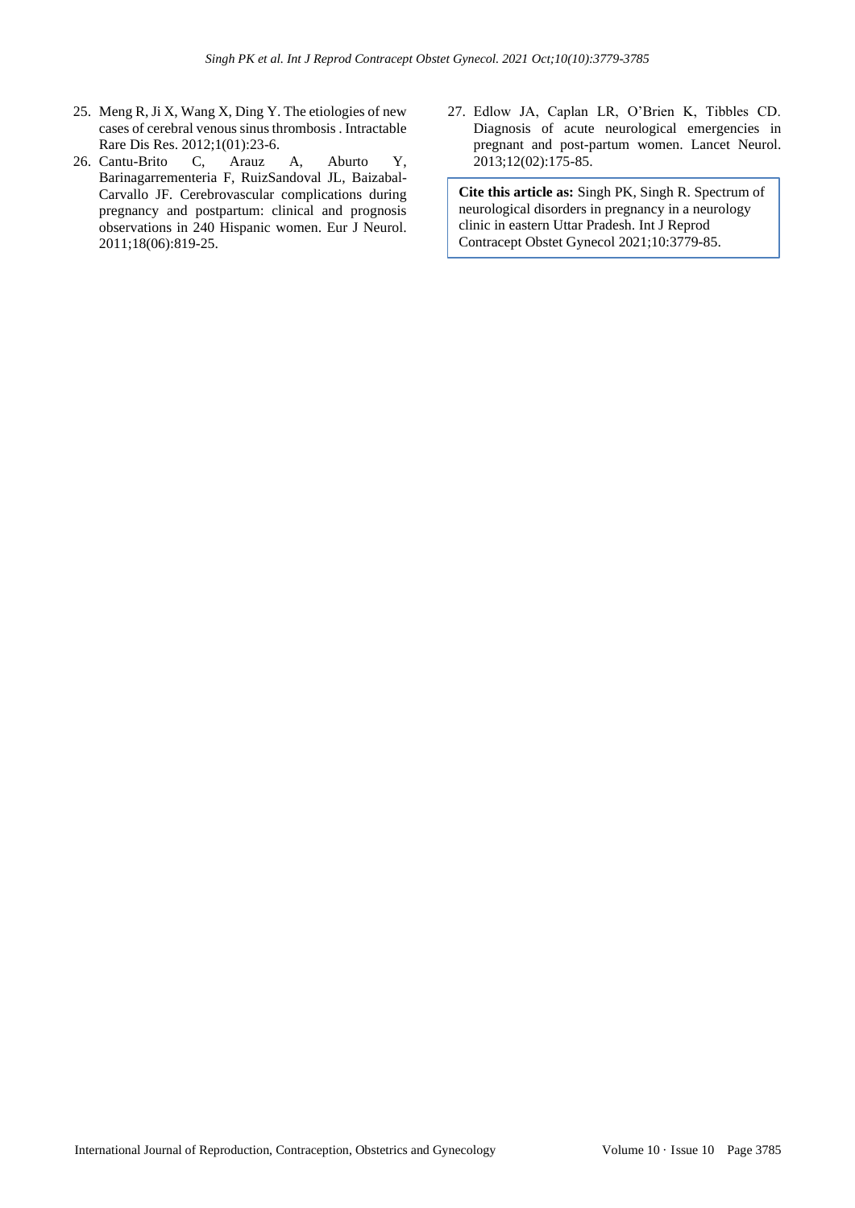25. Meng R, Ji X, Wang X, Ding Y. The etiologies of new cases of cerebral venous sinus thrombosis . Intractable Rare Dis Res. 2012;1(01):23-6.
26. Cantu-Brito C, Arauz A, Aburto Y, Barinagarrementeria F, RuizSandoval JL, Baizabal-Carvallo JF. Cerebrovascular complications during pregnancy and postpartum: clinical and prognosis observations in 240 Hispanic women. Eur J Neurol. 2011;18(06):819-25.
27. Edlow JA, Caplan LR, O'Brien K, Tibbles CD. Diagnosis of acute neurological emergencies in pregnant and post-partum women. Lancet Neurol. 2013;12(02):175-85.

**Cite this article as:** Singh PK, Singh R. Spectrum of neurological disorders in pregnancy in a neurology clinic in eastern Uttar Pradesh. Int J Reprod Contracept Obstet Gynecol 2021;10:3779-85.